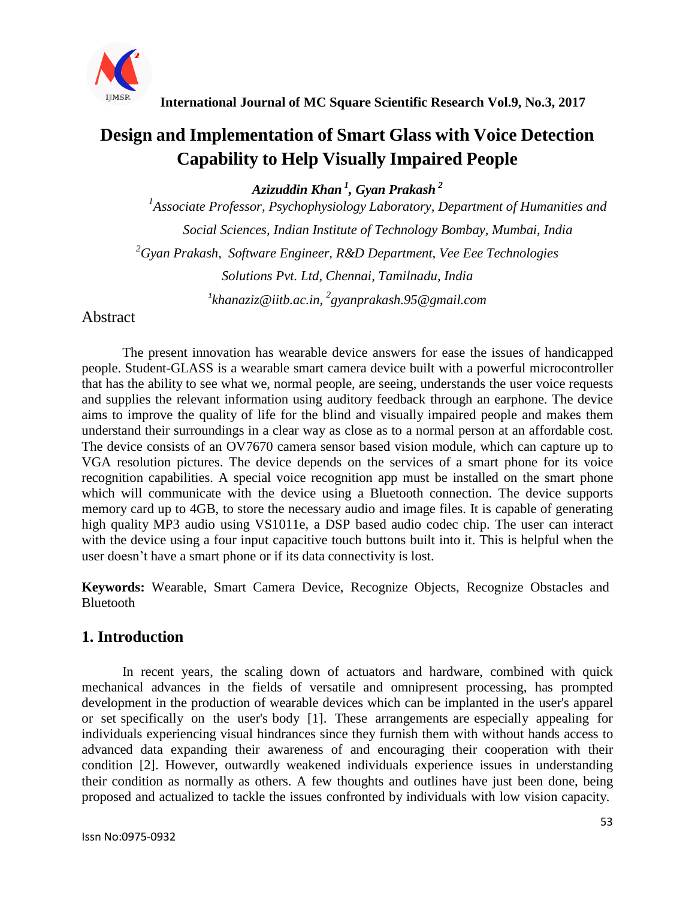# Design and Implementation of Smart Glass with Voice Detection Capability to Help Visually Impaired People

***Azizuddin Khan*** [1]***, Gyan Prakash*** [2]

[1]*Associate Professor, Psychophysiology Laboratory, Department of Humanities and Social Sciences, Indian Institute of Technology Bombay, Mumbai, India*

[2]*Gyan Prakash, Software Engineer, R&D Department, Vee Eee Technologies Solutions Pvt. Ltd, Chennai, Tamilnadu, India*

[1]*khanaziz@iitb.ac.in,* [2]*gyanprakash.95@gmail.com*

## Abstract

The present innovation has wearable device answers for ease the issues of handicapped people. Student-GLASS is a wearable smart camera device built with a powerful microcontroller that has the ability to see what we, normal people, are seeing, understands the user voice requests and supplies the relevant information using auditory feedback through an earphone. The device aims to improve the quality of life for the blind and visually impaired people and makes them understand their surroundings in a clear way as close as to a normal person at an affordable cost. The device consists of an OV7670 camera sensor based vision module, which can capture up to VGA resolution pictures. The device depends on the services of a smart phone for its voice recognition capabilities. A special voice recognition app must be installed on the smart phone which will communicate with the device using a Bluetooth connection. The device supports memory card up to 4GB, to store the necessary audio and image files. It is capable of generating high quality MP3 audio using VS1011e, a DSP based audio codec chip. The user can interact with the device using a four input capacitive touch buttons built into it. This is helpful when the user doesn't have a smart phone or if its data connectivity is lost.

**Keywords:** Wearable, Smart Camera Device, Recognize Objects, Recognize Obstacles and Bluetooth

## 1. Introduction

In recent years, the scaling down of actuators and hardware, combined with quick mechanical advances in the fields of versatile and omnipresent processing, has prompted development in the production of wearable devices which can be implanted in the user's apparel or set specifically on the user's body [1]. These arrangements are especially appealing for individuals experiencing visual hindrances since they furnish them with without hands access to advanced data expanding their awareness of and encouraging their cooperation with their condition [2]. However, outwardly weakened individuals experience issues in understanding their condition as normally as others. A few thoughts and outlines have just been done, being proposed and actualized to tackle the issues confronted by individuals with low vision capacity.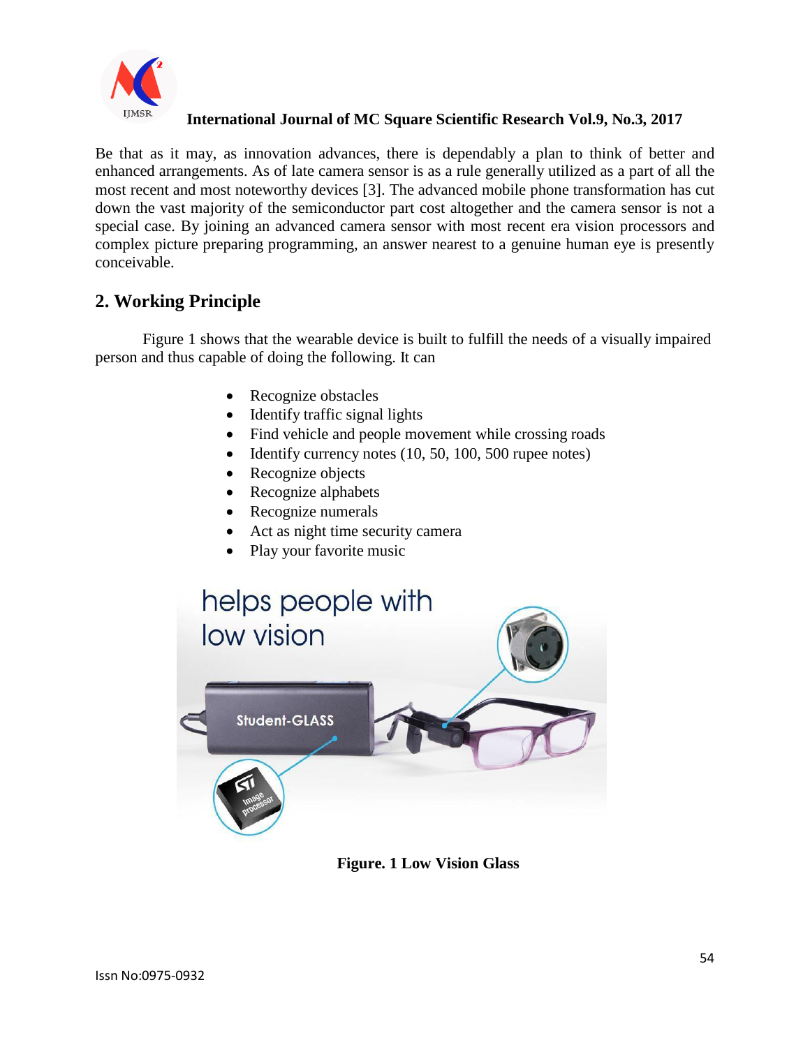Be that as it may, as innovation advances, there is dependably a plan to think of better and enhanced arrangements. As of late camera sensor is as a rule generally utilized as a part of all the most recent and most noteworthy devices [3]. The advanced mobile phone transformation has cut down the vast majority of the semiconductor part cost altogether and the camera sensor is not a special case. By joining an advanced camera sensor with most recent era vision processors and complex picture preparing programming, an answer nearest to a genuine human eye is presently conceivable.

## 2. Working Principle

Figure 1 shows that the wearable device is built to fulfill the needs of a visually impaired person and thus capable of doing the following. It can

- Recognize obstacles
- Identify traffic signal lights
- Find vehicle and people movement while crossing roads
- Identify currency notes (10, 50, 100, 500 rupee notes)
- Recognize objects
- Recognize alphabets
- Recognize numerals
- Act as night time security camera
- Play your favorite music

**Figure. 1 Low Vision Glass**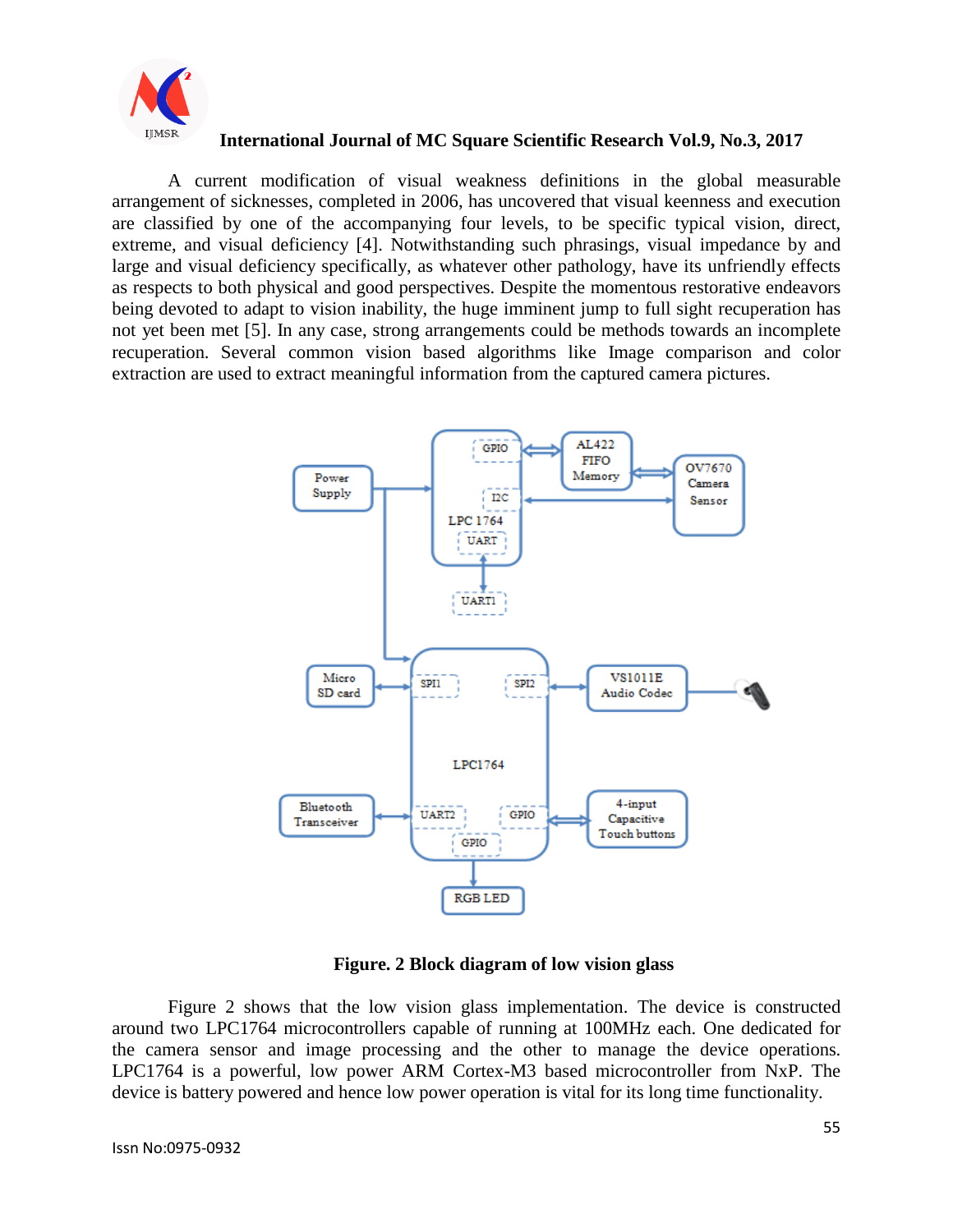A current modification of visual weakness definitions in the global measurable arrangement of sicknesses, completed in 2006, has uncovered that visual keenness and execution are classified by one of the accompanying four levels, to be specific typical vision, direct, extreme, and visual deficiency [4]. Notwithstanding such phrasings, visual impedance by and large and visual deficiency specifically, as whatever other pathology, have its unfriendly effects as respects to both physical and good perspectives. Despite the momentous restorative endeavors being devoted to adapt to vision inability, the huge imminent jump to full sight recuperation has not yet been met [5]. In any case, strong arrangements could be methods towards an incomplete recuperation. Several common vision based algorithms like Image comparison and color extraction are used to extract meaningful information from the captured camera pictures.

**Figure. 2 Block diagram of low vision glass**

Figure 2 shows that the low vision glass implementation. The device is constructed around two LPC1764 microcontrollers capable of running at 100MHz each. One dedicated for the camera sensor and image processing and the other to manage the device operations. LPC1764 is a powerful, low power ARM Cortex-M3 based microcontroller from NxP. The device is battery powered and hence low power operation is vital for its long time functionality.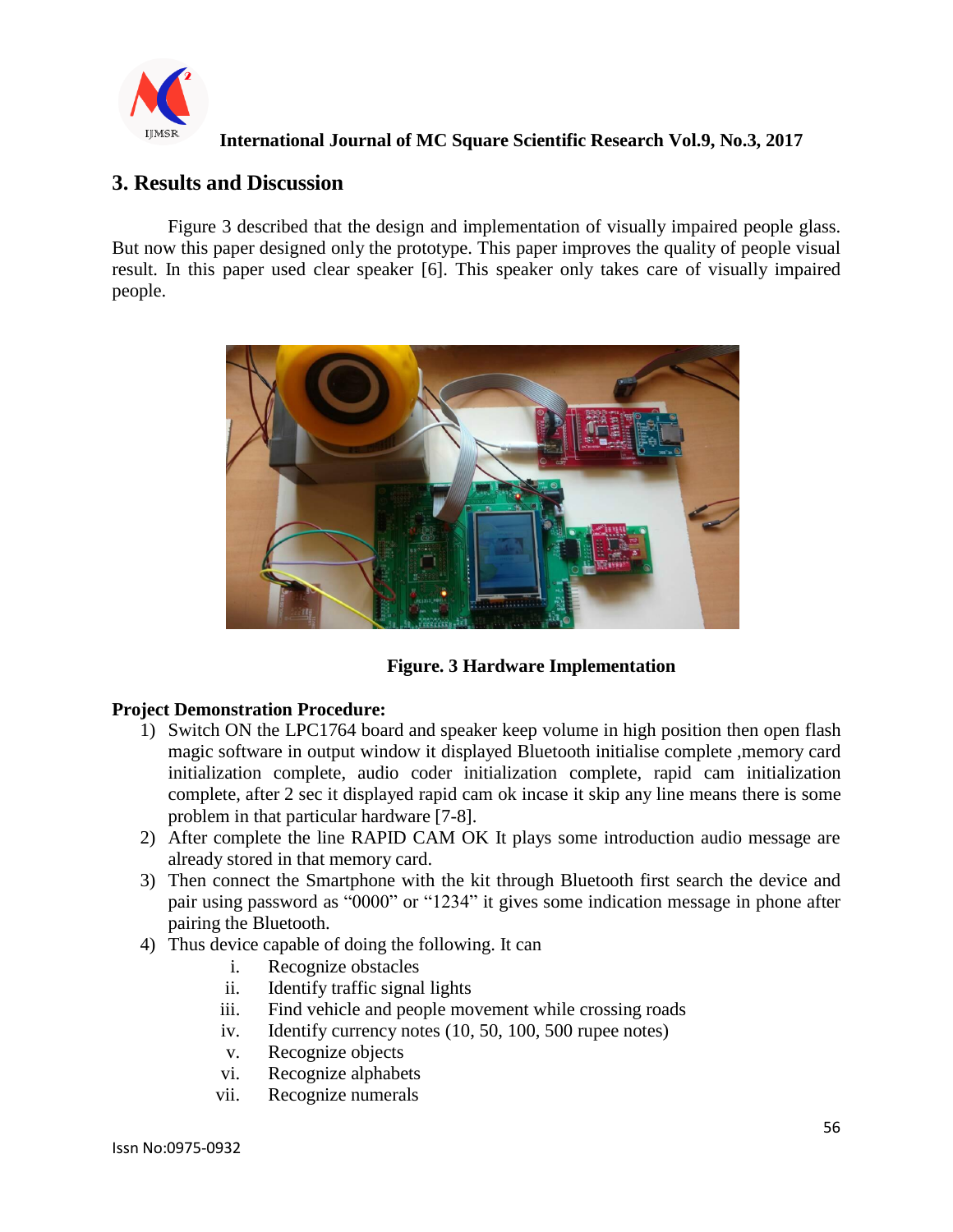## 3. Results and Discussion

Figure 3 described that the design and implementation of visually impaired people glass. But now this paper designed only the prototype. This paper improves the quality of people visual result. In this paper used clear speaker [6]. This speaker only takes care of visually impaired people.

**Figure. 3 Hardware Implementation**

**Project Demonstration Procedure:**

1) Switch ON the LPC1764 board and speaker keep volume in high position then open flash magic software in output window it displayed Bluetooth initialise complete ,memory card initialization complete, audio coder initialization complete, rapid cam initialization complete, after 2 sec it displayed rapid cam ok incase it skip any line means there is some problem in that particular hardware [7-8].
2) After complete the line RAPID CAM OK It plays some introduction audio message are already stored in that memory card.
3) Then connect the Smartphone with the kit through Bluetooth first search the device and pair using password as “0000” or “1234” it gives some indication message in phone after pairing the Bluetooth.
4) Thus device capable of doing the following. It can
   i. Recognize obstacles
   ii. Identify traffic signal lights
   iii. Find vehicle and people movement while crossing roads
   iv. Identify currency notes (10, 50, 100, 500 rupee notes)
   v. Recognize objects
   vi. Recognize alphabets
   vii. Recognize numerals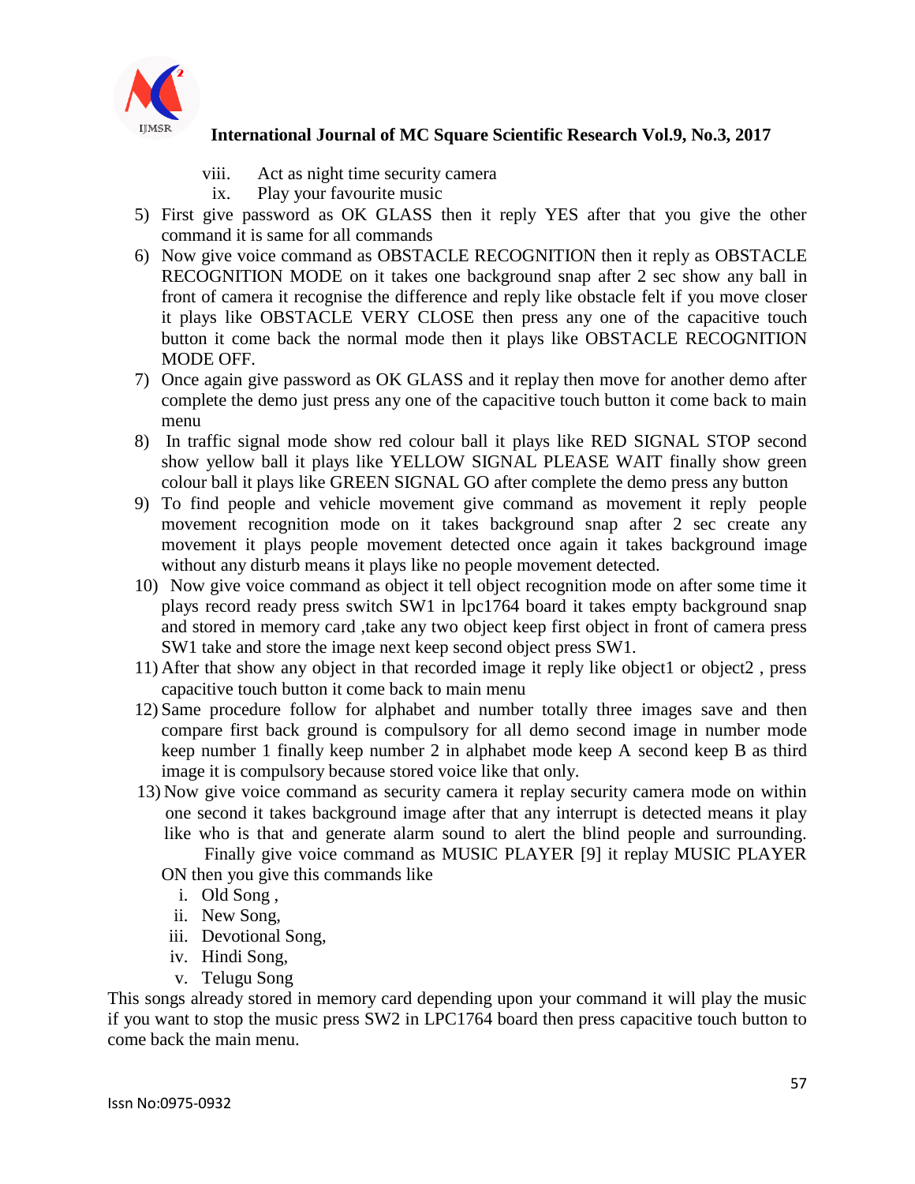viii. Act as night time security camera

ix. Play your favourite music

5) First give password as OK GLASS then it reply YES after that you give the other command it is same for all commands
6) Now give voice command as OBSTACLE RECOGNITION then it reply as OBSTACLE RECOGNITION MODE on it takes one background snap after 2 sec show any ball in front of camera it recognise the difference and reply like obstacle felt if you move closer it plays like OBSTACLE VERY CLOSE then press any one of the capacitive touch button it come back the normal mode then it plays like OBSTACLE RECOGNITION MODE OFF.
7) Once again give password as OK GLASS and it replay then move for another demo after complete the demo just press any one of the capacitive touch button it come back to main menu
8) In traffic signal mode show red colour ball it plays like RED SIGNAL STOP second show yellow ball it plays like YELLOW SIGNAL PLEASE WAIT finally show green colour ball it plays like GREEN SIGNAL GO after complete the demo press any button
9) To find people and vehicle movement give command as movement it reply people movement recognition mode on it takes background snap after 2 sec create any movement it plays people movement detected once again it takes background image without any disturb means it plays like no people movement detected.
10) Now give voice command as object it tell object recognition mode on after some time it plays record ready press switch SW1 in lpc1764 board it takes empty background snap and stored in memory card ,take any two object keep first object in front of camera press SW1 take and store the image next keep second object press SW1.
11) After that show any object in that recorded image it reply like object1 or object2 , press capacitive touch button it come back to main menu
12) Same procedure follow for alphabet and number totally three images save and then compare first back ground is compulsory for all demo second image in number mode keep number 1 finally keep number 2 in alphabet mode keep A second keep B as third image it is compulsory because stored voice like that only.
13) Now give voice command as security camera it replay security camera mode on within one second it takes background image after that any interrupt is detected means it play like who is that and generate alarm sound to alert the blind people and surrounding.

    Finally give voice command as MUSIC PLAYER [9] it replay MUSIC PLAYER ON then you give this commands like

    i. Old Song ,
    ii. New Song,
    iii. Devotional Song,
    iv. Hindi Song,
    v. Telugu Song

This songs already stored in memory card depending upon your command it will play the music if you want to stop the music press SW2 in LPC1764 board then press capacitive touch button to come back the main menu.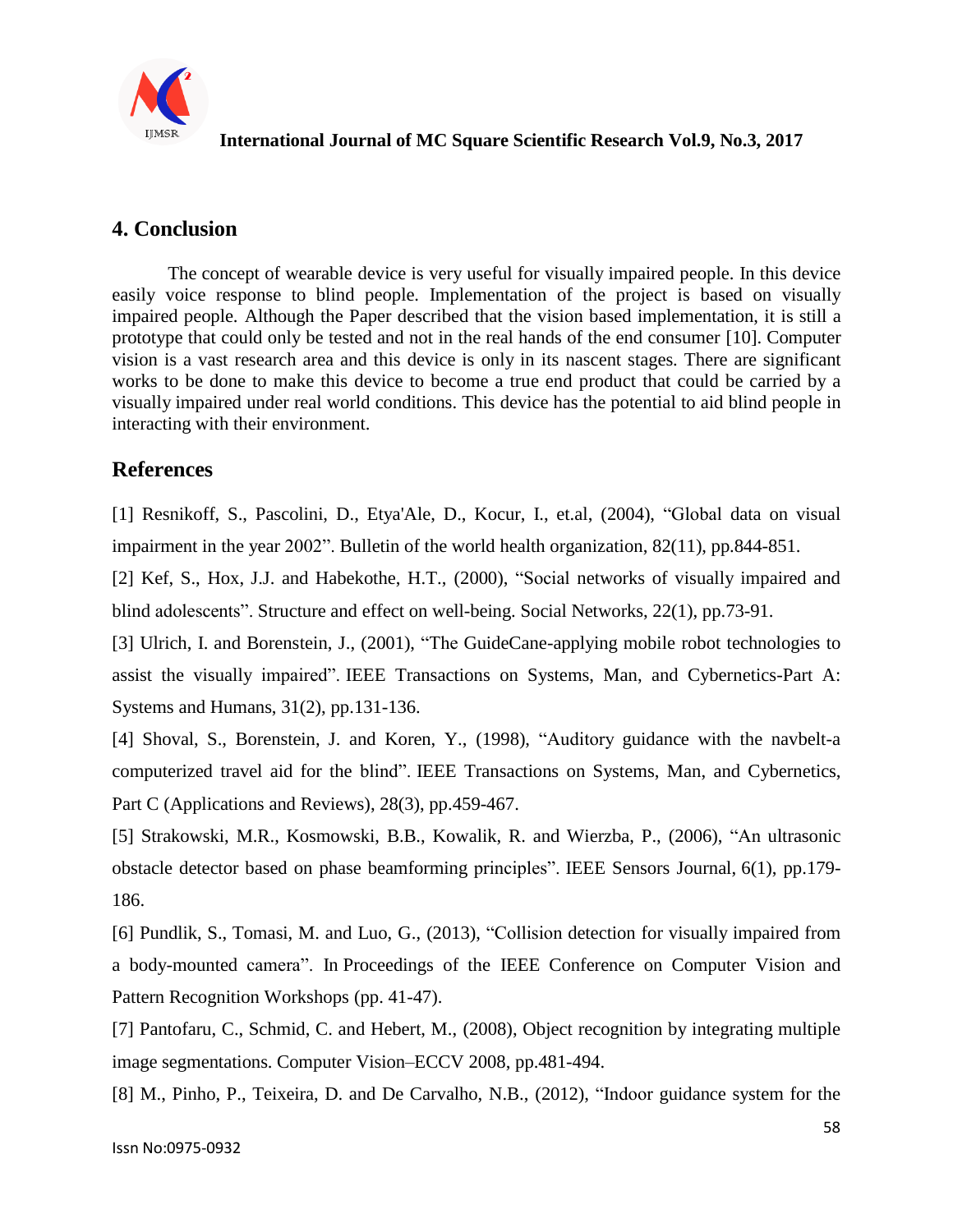## 4. Conclusion

The concept of wearable device is very useful for visually impaired people. In this device easily voice response to blind people. Implementation of the project is based on visually impaired people. Although the Paper described that the vision based implementation, it is still a prototype that could only be tested and not in the real hands of the end consumer [10]. Computer vision is a vast research area and this device is only in its nascent stages. There are significant works to be done to make this device to become a true end product that could be carried by a visually impaired under real world conditions. This device has the potential to aid blind people in interacting with their environment.

## References

[1] Resnikoff, S., Pascolini, D., Etya'Ale, D., Kocur, I., et.al, (2004), "Global data on visual impairment in the year 2002". Bulletin of the world health organization, 82(11), pp.844-851.

[2] Kef, S., Hox, J.J. and Habekothe, H.T., (2000), "Social networks of visually impaired and blind adolescents". Structure and effect on well-being. Social Networks, 22(1), pp.73-91.

[3] Ulrich, I. and Borenstein, J., (2001), "The GuideCane-applying mobile robot technologies to assist the visually impaired". IEEE Transactions on Systems, Man, and Cybernetics-Part A: Systems and Humans, 31(2), pp.131-136.

[4] Shoval, S., Borenstein, J. and Koren, Y., (1998), "Auditory guidance with the navbelt-a computerized travel aid for the blind". IEEE Transactions on Systems, Man, and Cybernetics, Part C (Applications and Reviews), 28(3), pp.459-467.

[5] Strakowski, M.R., Kosmowski, B.B., Kowalik, R. and Wierzba, P., (2006), "An ultrasonic obstacle detector based on phase beamforming principles". IEEE Sensors Journal, 6(1), pp.179-186.

[6] Pundlik, S., Tomasi, M. and Luo, G., (2013), "Collision detection for visually impaired from a body-mounted camera". In Proceedings of the IEEE Conference on Computer Vision and Pattern Recognition Workshops (pp. 41-47).

[7] Pantofaru, C., Schmid, C. and Hebert, M., (2008), Object recognition by integrating multiple image segmentations. Computer Vision–ECCV 2008, pp.481-494.

[8] M., Pinho, P., Teixeira, D. and De Carvalho, N.B., (2012), "Indoor guidance system for the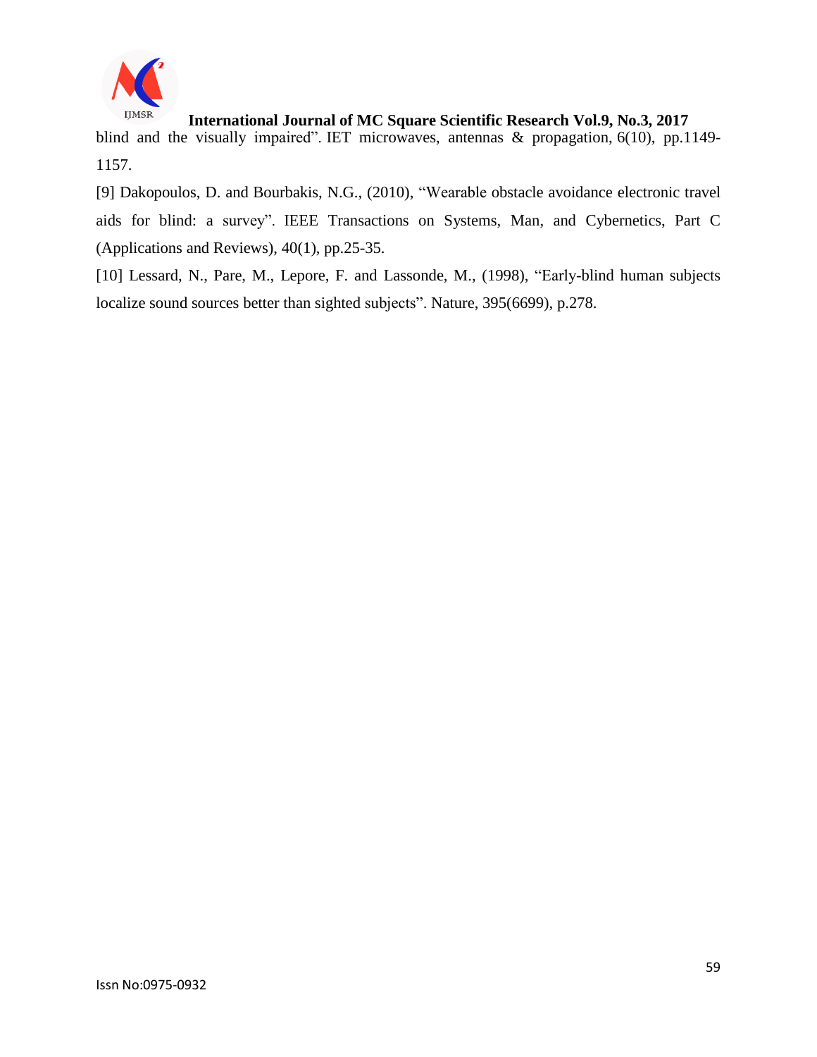blind and the visually impaired". IET microwaves, antennas & propagation, 6(10), pp.1149-1157.

[9] Dakopoulos, D. and Bourbakis, N.G., (2010), "Wearable obstacle avoidance electronic travel aids for blind: a survey". IEEE Transactions on Systems, Man, and Cybernetics, Part C (Applications and Reviews), 40(1), pp.25-35.

[10] Lessard, N., Pare, M., Lepore, F. and Lassonde, M., (1998), "Early-blind human subjects localize sound sources better than sighted subjects". Nature, 395(6699), p.278.